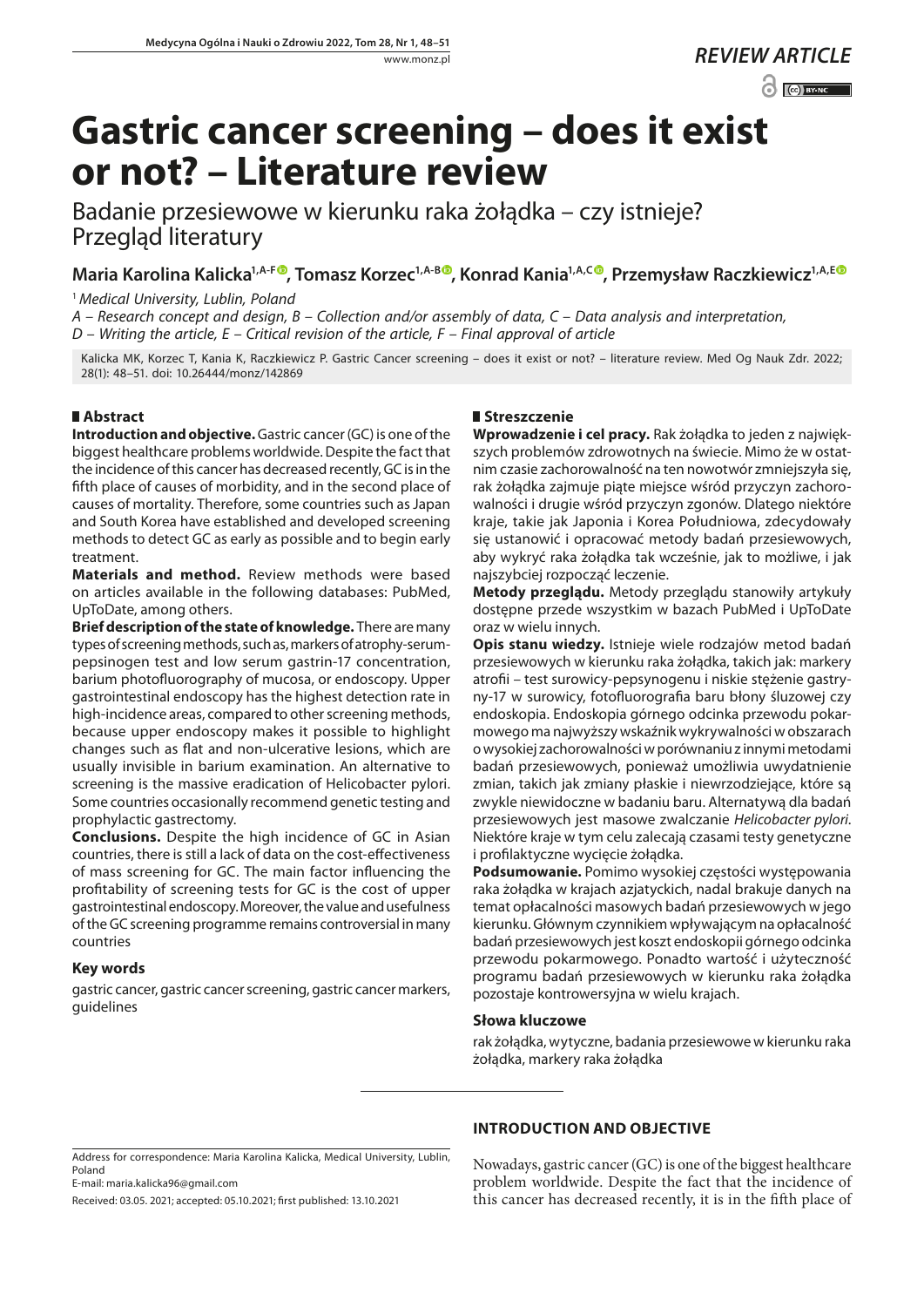*REVIEW ARTICLE*

# Gastric cancer screening – does it exist or not? – Literature review

Badanie przesiewowe w kierunku raka żołądka – czy istnieje? Przegląd literatury

**Maria Karolina Kalicka[1,A-F], Tomasz Korzec[1,A-B], Konrad Kania[1,A,C], Przemysław Raczkiewicz[1,A,E]**

[1] *Medical University, Lublin, Poland*

*A – Research concept and design, B – Collection and/or assembly of data, C – Data analysis and interpretation, D – Writing the article, E – Critical revision of the article, F – Final approval of article*

Kalicka MK, Korzec T, Kania K, Raczkiewicz P. Gastric Cancer screening – does it exist or not? – literature review. Med Og Nauk Zdr. 2022; 28(1): 48–51. doi: 10.26444/monz/142869

## Abstract

**Introduction and objective.** Gastric cancer (GC) is one of the biggest healthcare problems worldwide. Despite the fact that the incidence of this cancer has decreased recently, GC is in the fifth place of causes of morbidity, and in the second place of causes of mortality. Therefore, some countries such as Japan and South Korea have established and developed screening methods to detect GC as early as possible and to begin early treatment.

**Materials and method.** Review methods were based on articles available in the following databases: PubMed, UpToDate, among others.

**Brief description of the state of knowledge.** There are many types of screening methods, such as, markers of atrophy-serum-pepsinogen test and low serum gastrin-17 concentration, barium photofluorography of mucosa, or endoscopy. Upper gastrointestinal endoscopy has the highest detection rate in high-incidence areas, compared to other screening methods, because upper endoscopy makes it possible to highlight changes such as flat and non-ulcerative lesions, which are usually invisible in barium examination. An alternative to screening is the massive eradication of Helicobacter pylori. Some countries occasionally recommend genetic testing and prophylactic gastrectomy.

**Conclusions.** Despite the high incidence of GC in Asian countries, there is still a lack of data on the cost-effectiveness of mass screening for GC. The main factor influencing the profitability of screening tests for GC is the cost of upper gastrointestinal endoscopy. Moreover, the value and usefulness of the GC screening programme remains controversial in many countries

### Key words

gastric cancer, gastric cancer screening, gastric cancer markers, guidelines

## Streszczenie

**Wprowadzenie i cel pracy.** Rak żołądka to jeden z największych problemów zdrowotnych na świecie. Mimo że w ostatnim czasie zachorowalność na ten nowotwór zmniejszyła się, rak żołądka zajmuje piąte miejsce wśród przyczyn zachorowalności i drugie wśród przyczyn zgonów. Dlatego niektóre kraje, takie jak Japonia i Korea Południowa, zdecydowały się ustanowić i opracować metody badań przesiewowych, aby wykryć raka żołądka tak wcześnie, jak to możliwe, i jak najszybciej rozpocząć leczenie.

**Metody przeglądu.** Metody przeglądu stanowiły artykuły dostępne przede wszystkim w bazach PubMed i UpToDate oraz w wielu innych.

**Opis stanu wiedzy.** Istnieje wiele rodzajów metod badań przesiewowych w kierunku raka żołądka, takich jak: markery atrofii – test surowiczy-pepsynogenu i niskie stężenie gastryny-17 w surowicy, fotofluorografia baru błony śluzowej czy endoskopia. Endoskopia górnego odcinka przewodu pokarmowego ma najwyższy wskaźnik wykrywalności w obszarach o wysokiej zachorowalności w porównaniu z innymi metodami badań przesiewowych, ponieważ umożliwia uwydatnienie zmian, takich jak zmiany płaskie i niewrzodziejące, które są zwykle niewidoczne w badaniu baru. Alternatywą dla badań przesiewowych jest masowe zwalczanie *Helicobacter pylori*. Niektóre kraje w tym celu zalecają czasami testy genetyczne i profilaktyczne wycięcie żołądka.

**Podsumowanie.** Pomimo wysokiej częstości występowania raka żołądka w krajach azjatyckich, nadal brakuje danych na temat opłacalności masowych badań przesiewowych w jego kierunku. Głównym czynnikiem wpływającym na opłacalność badań przesiewowych jest koszt endoskopii górnego odcinka przewodu pokarmowego. Ponadto wartość i użyteczność programu badań przesiewowych w kierunku raka żołądka pozostaje kontrowersyjna w wielu krajach.

### Słowa kluczowe

rak żołądka, wytyczne, badania przesiewowe w kierunku raka żołądka, markery raka żołądka

## INTRODUCTION AND OBJECTIVE

Nowadays, gastric cancer (GC) is one of the biggest healthcare problem worldwide. Despite the fact that the incidence of this cancer has decreased recently, it is in the fifth place of

Address for correspondence: Maria Karolina Kalicka, Medical University, Lublin, Poland
E-mail: maria.kalicka96@gmail.com

Received: 03.05. 2021; accepted: 05.10.2021; first published: 13.10.2021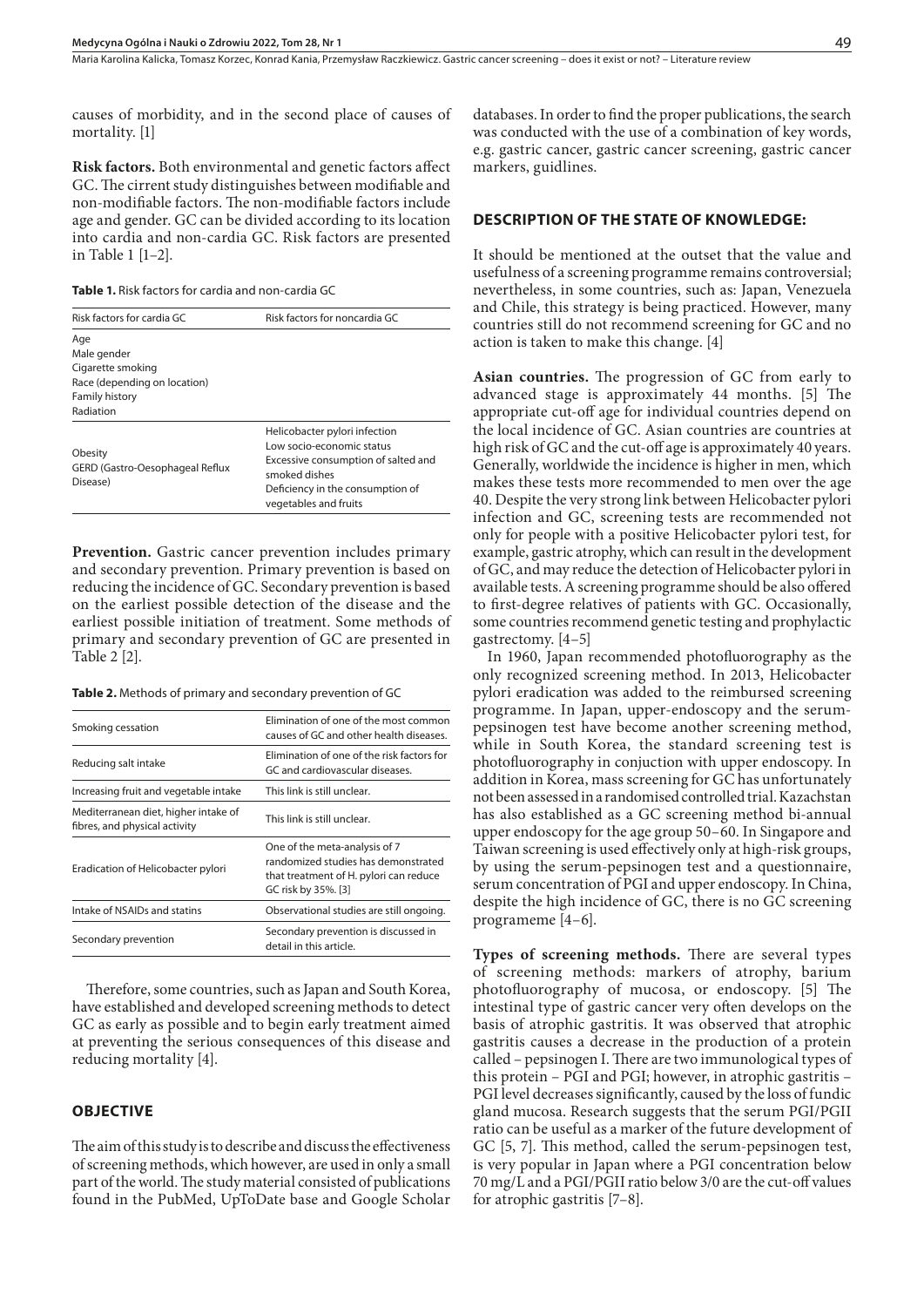causes of morbidity, and in the second place of causes of mortality. [1]

**Risk factors.** Both environmental and genetic factors affect GC. The cirrent study distinguishes between modifiable and non-modifiable factors. The non-modifiable factors include age and gender. GC can be divided according to its location into cardia and non-cardia GC. Risk factors are presented in Table 1 [1–2].

**Table 1.** Risk factors for cardia and non-cardia GC

| Risk factors for cardia GC | Risk factors for noncardia GC |
|---|---|
| Age<br>Male gender<br>Cigarette smoking<br>Race (depending on location)<br>Family history<br>Radiation | |
| Obesity<br>GERD (Gastro-Oesophageal Reflux Disease) | Helicobacter pylori infection<br>Low socio-economic status<br>Excessive consumption of salted and smoked dishes<br>Deficiency in the consumption of vegetables and fruits |

**Prevention.** Gastric cancer prevention includes primary and secondary prevention. Primary prevention is based on reducing the incidence of GC. Secondary prevention is based on the earliest possible detection of the disease and the earliest possible initiation of treatment. Some methods of primary and secondary prevention of GC are presented in Table 2 [2].

**Table 2.** Methods of primary and secondary prevention of GC

| | |
|---|---|
| Smoking cessation | Elimination of one of the most common causes of GC and other health diseases. |
| Reducing salt intake | Elimination of one of the risk factors for GC and cardiovascular diseases. |
| Increasing fruit and vegetable intake | This link is still unclear. |
| Mediterranean diet, higher intake of fibres, and physical activity | This link is still unclear. |
| Eradication of Helicobacter pylori | One of the meta-analysis of 7 randomized studies has demonstrated that treatment of H. pylori can reduce GC risk by 35%. [3] |
| Intake of NSAIDs and statins | Observational studies are still ongoing. |
| Secondary prevention | Secondary prevention is discussed in detail in this article. |

Therefore, some countries, such as Japan and South Korea, have established and developed screening methods to detect GC as early as possible and to begin early treatment aimed at preventing the serious consequences of this disease and reducing mortality [4].

## OBJECTIVE

The aim of this study is to describe and discuss the effectiveness of screening methods, which however, are used in only a small part of the world. The study material consisted of publications found in the PubMed, UpToDate base and Google Scholar databases. In order to find the proper publications, the search was conducted with the use of a combination of key words, e.g. gastric cancer, gastric cancer screening, gastric cancer markers, guidlines.

## DESCRIPTION OF THE STATE OF KNOWLEDGE:

It should be mentioned at the outset that the value and usefulness of a screening programme remains controversial; nevertheless, in some countries, such as: Japan, Venezuela and Chile, this strategy is being practiced. However, many countries still do not recommend screening for GC and no action is taken to make this change. [4]

**Asian countries.** The progression of GC from early to advanced stage is approximately 44 months. [5] The appropriate cut-off age for individual countries depend on the local incidence of GC. Asian countries are countries at high risk of GC and the cut-off age is approximately 40 years. Generally, worldwide the incidence is higher in men, which makes these tests more recommended to men over the age 40. Despite the very strong link between Helicobacter pylori infection and GC, screening tests are recommended not only for people with a positive Helicobacter pylori test, for example, gastric atrophy, which can result in the development of GC, and may reduce the detection of Helicobacter pylori in available tests. A screening programme should be also offered to first-degree relatives of patients with GC. Occasionally, some countries recommend genetic testing and prophylactic gastrectomy. [4–5]

In 1960, Japan recommended photofluorography as the only recognized screening method. In 2013, Helicobacter pylori eradication was added to the reimbursed screening programme. In Japan, upper-endoscopy and the serum-pepsinogen test have become another screening method, while in South Korea, the standard screening test is photofluorography in conjuction with upper endoscopy. In addition in Korea, mass screening for GC has unfortunately not been assessed in a randomised controlled trial. Kazachstan has also established as a GC screening method bi-annual upper endoscopy for the age group 50–60. In Singapore and Taiwan screening is used effectively only at high-risk groups, by using the serum-pepsinogen test and a questionnaire, serum concentration of PGI and upper endoscopy. In China, despite the high incidence of GC, there is no GC screening programeme [4–6].

**Types of screening methods.** There are several types of screening methods: markers of atrophy, barium photofluorography of mucosa, or endoscopy. [5] The intestinal type of gastric cancer very often develops on the basis of atrophic gastritis. It was observed that atrophic gastritis causes a decrease in the production of a protein called – pepsinogen I. There are two immunological types of this protein – PGI and PGI; however, in atrophic gastritis – PGI level decreases significantly, caused by the loss of fundic gland mucosa. Research suggests that the serum PGI/PGII ratio can be useful as a marker of the future development of GC [5, 7]. This method, called the serum-pepsinogen test, is very popular in Japan where a PGI concentration below 70 mg/L and a PGI/PGII ratio below 3/0 are the cut-off values for atrophic gastritis [7–8].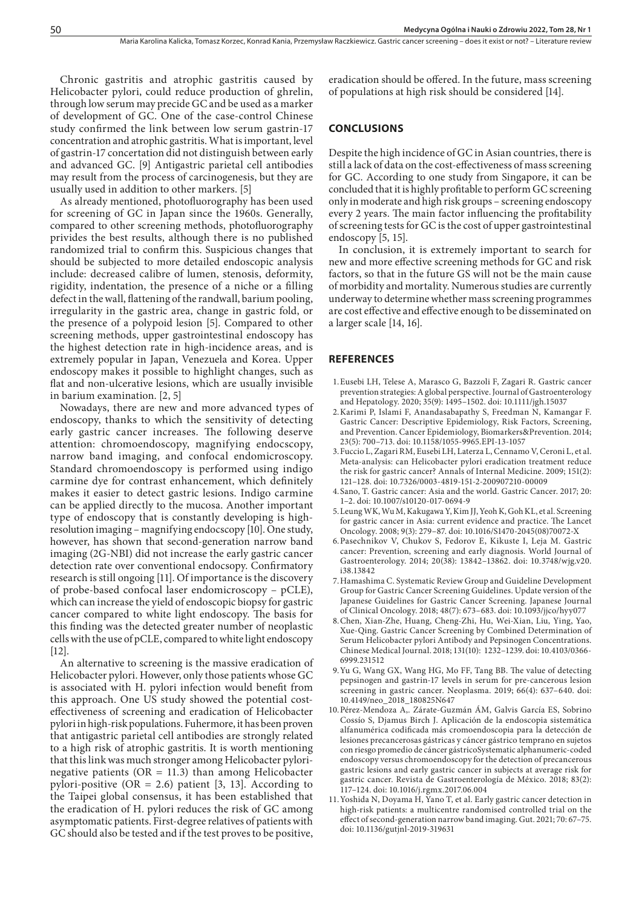Chronic gastritis and atrophic gastritis caused by Helicobacter pylori, could reduce production of ghrelin, through low serum may precide GC and be used as a marker of development of GC. One of the case-control Chinese study confirmed the link between low serum gastrin-17 concentration and atrophic gastritis. What is important, level of gastrin-17 concertation did not distinguish between early and advanced GC. [9] Antigastric parietal cell antibodies may result from the process of carcinogenesis, but they are usually used in addition to other markers. [5]

As already mentioned, photofluorography has been used for screening of GC in Japan since the 1960s. Generally, compared to other screening methods, photofluorography privides the best results, although there is no published randomized trial to confirm this. Suspicious changes that should be subjected to more detailed endoscopic analysis include: decreased calibre of lumen, stenosis, deformity, rigidity, indentation, the presence of a niche or a filling defect in the wall, flattening of the randwall, barium pooling, irregularity in the gastric area, change in gastric fold, or the presence of a polypoid lesion [5]. Compared to other screening methods, upper gastrointestinal endoscopy has the highest detection rate in high-incidence areas, and is extremely popular in Japan, Venezuela and Korea. Upper endoscopy makes it possible to highlight changes, such as flat and non-ulcerative lesions, which are usually invisible in barium examination. [2, 5]

Nowadays, there are new and more advanced types of endoscopy, thanks to which the sensitivity of detecting early gastric cancer increases. The following deserve attention: chromoendoscopy, magnifying endocscopy, narrow band imaging, and confocal endomicroscopy. Standard chromoendoscopy is performed using indigo carmine dye for contrast enhancement, which definitely makes it easier to detect gastric lesions. Indigo carmine can be applied directly to the mucosa. Another important type of endoscopy that is constantly developing is high-resolution imaging – magnifying endocscopy [10]. One study, however, has shown that second-generation narrow band imaging (2G-NBI) did not increase the early gastric cancer detection rate over conventional endocsopy. Confirmatory research is still ongoing [11]. Of importance is the discovery of probe-based confocal laser endomicroscopy – pCLE), which can increase the yield of endoscopic biopsy for gastric cancer compared to white light endoscopy. The basis for this finding was the detected greater number of neoplastic cells with the use of pCLE, compared to white light endoscopy [12].

An alternative to screening is the massive eradication of Helicobacter pylori. However, only those patients whose GC is associated with H. pylori infection would benefit from this approach. One US study showed the potential cost-effectiveness of screening and eradication of Helicobacter pylori in high-risk populations. Fuhermore, it has been proven that antigastric parietal cell antibodies are strongly related to a high risk of atrophic gastritis. It is worth mentioning that this link was much stronger among Helicobacter pylori-negative patients (OR = 11.3) than among Helicobacter pylori-positive (OR = 2.6) patient [3, 13]. According to the Taipei global consensus, it has been established that the eradication of H. pylori reduces the risk of GC among asymptomatic patients. First-degree relatives of patients with GC should also be tested and if the test proves to be positive, eradication should be offered. In the future, mass screening of populations at high risk should be considered [14].

## CONCLUSIONS

Despite the high incidence of GC in Asian countries, there is still a lack of data on the cost-effectiveness of mass screening for GC. According to one study from Singapore, it can be concluded that it is highly profitable to perform GC screening only in moderate and high risk groups – screening endoscopy every 2 years. The main factor influencing the profitability of screening tests for GC is the cost of upper gastrointestinal endoscopy [5, 15].

In conclusion, it is extremely important to search for new and more effective screening methods for GC and risk factors, so that in the future GS will not be the main cause of morbidity and mortality. Numerous studies are currently underway to determine whether mass screening programmes are cost effective and effective enough to be disseminated on a larger scale [14, 16].

## REFERENCES

1. Eusebi LH, Telese A, Marasco G, Bazzoli F, Zagari R. Gastric cancer prevention strategies: A global perspective. Journal of Gastroenterology and Hepatology. 2020; 35(9): 1495–1502. doi: 10.1111/jgh.15037
2. Karimi P, Islami F, Anandasabapathy S, Freedman N, Kamangar F. Gastric Cancer: Descriptive Epidemiology, Risk Factors, Screening, and Prevention. Cancer Epidemiology, Biomarkers&Prevention. 2014; 23(5): 700–713. doi: 10.1158/1055-9965.EPI-13-1057
3. Fuccio L, Zagari RM, Eusebi LH, Laterza L, Cennamo V, Ceroni L, et al. Meta-analysis: can Helicobacter pylori eradication treatment reduce the risk for gastric cancer? Annals of Internal Medicine. 2009; 151(2): 121–128. doi: 10.7326/0003-4819-151-2-200907210-00009
4. Sano, T. Gastric cancer: Asia and the world. Gastric Cancer. 2017; 20: 1–2. doi: 10.1007/s10120-017-0694-9
5. Leung WK, Wu M, Kakugawa Y, Kim JJ, Yeoh K, Goh KL, et al. Screening for gastric cancer in Asia: current evidence and practice. The Lancet Oncology. 2008; 9(3): 279–87. doi: 10.1016/S1470-2045(08)70072-X
6. Pasechnikov V, Chukov S, Fedorov E, Kikuste I, Leja M. Gastric cancer: Prevention, screening and early diagnosis. World Journal of Gastroenterology. 2014; 20(38): 13842–13862. doi: 10.3748/wjg.v20.i38.13842
7. Hamashima C. Systematic Review Group and Guideline Development Group for Gastric Cancer Screening Guidelines. Update version of the Japanese Guidelines for Gastric Cancer Screening. Japanese Journal of Clinical Oncology. 2018; 48(7): 673–683. doi: 10.1093/jjco/hyy077
8. Chen, Xian-Zhe, Huang, Cheng-Zhi, Hu, Wei-Xian, Liu, Ying, Yao, Xue-Qing. Gastric Cancer Screening by Combined Determination of Serum Helicobacter pylori Antibody and Pepsinogen Concentrations. Chinese Medical Journal. 2018; 131(10): 1232–1239. doi: 10.4103/0366-6999.231512
9. Yu G, Wang GX, Wang HG, Mo FF, Tang BB. The value of detecting pepsinogen and gastrin-17 levels in serum for pre-cancerous lesion screening in gastric cancer. Neoplasma. 2019; 66(4): 637–640. doi: 10.4149/neo_2018_180825N647
10. Pérez-Mendoza A,. Zárate-Guzmán ÁM, Galvis García ES, Sobrino Cossío S, Djamus Birch J. Aplicación de la endoscopia sistemática alfanumérica codificada más cromoendoscopia para la detección de lesiones precancerosas gástricas y cáncer gástrico temprano en sujetos con riesgo promedio de cáncer gástricoSystematic alphanumeric-coded endoscopy versus chromoendoscopy for the detection of precancerous gastric lesions and early gastric cancer in subjects at average risk for gastric cancer. Revista de Gastroenterología de México. 2018; 83(2): 117–124. doi: 10.1016/j.rgmx.2017.06.004
11. Yoshida N, Doyama H, Yano T, et al. Early gastric cancer detection in high-risk patients: a multicentre randomised controlled trial on the effect of second-generation narrow band imaging. Gut. 2021; 70: 67–75. doi: 10.1136/gutjnl-2019-319631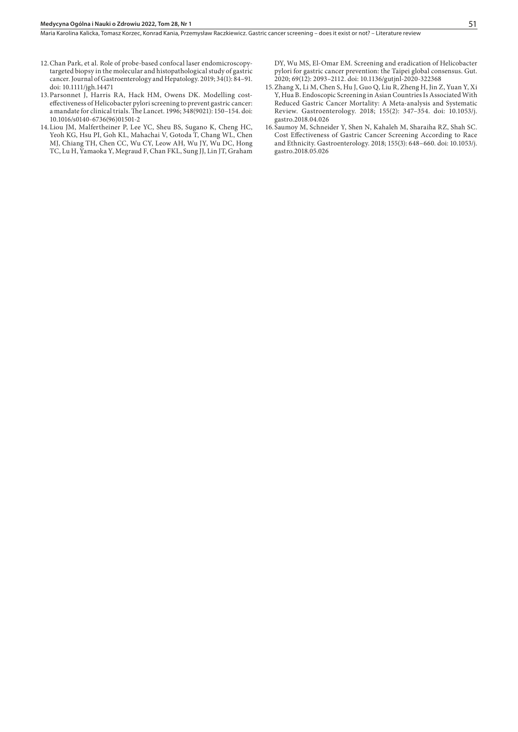12. Chan Park, et al. Role of probe-based confocal laser endomicroscopy-targeted biopsy in the molecular and histopathological study of gastric cancer. Journal of Gastroenterology and Hepatology. 2019; 34(1): 84–91. doi: 10.1111/jgh.14471
13. Parsonnet J, Harris RA, Hack HM, Owens DK. Modelling cost-effectiveness of Helicobacter pylori screening to prevent gastric cancer: a mandate for clinical trials. The Lancet. 1996; 348(9021): 150–154. doi: 10.1016/s0140-6736(96)01501-2
14. Liou JM, Malfertheiner P, Lee YC, Sheu BS, Sugano K, Cheng HC, Yeoh KG, Hsu PI, Goh KL, Mahachai V, Gotoda T, Chang WL, Chen MJ, Chiang TH, Chen CC, Wu CY, Leow AH, Wu JY, Wu DC, Hong TC, Lu H, Yamaoka Y, Megraud F, Chan FKL, Sung JJ, Lin JT, Graham DY, Wu MS, El-Omar EM. Screening and eradication of Helicobacter pylori for gastric cancer prevention: the Taipei global consensus. Gut. 2020; 69(12): 2093–2112. doi: 10.1136/gutjnl-2020-322368
15. Zhang X, Li M, Chen S, Hu J, Guo Q, Liu R, Zheng H, Jin Z, Yuan Y, Xi Y, Hua B. Endoscopic Screening in Asian Countries Is Associated With Reduced Gastric Cancer Mortality: A Meta-analysis and Systematic Review. Gastroenterology. 2018; 155(2): 347–354. doi: 10.1053/j.gastro.2018.04.026
16. Saumoy M, Schneider Y, Shen N, Kahaleh M, Sharaiha RZ, Shah SC. Cost Effectiveness of Gastric Cancer Screening According to Race and Ethnicity. Gastroenterology. 2018; 155(3): 648–660. doi: 10.1053/j.gastro.2018.05.026